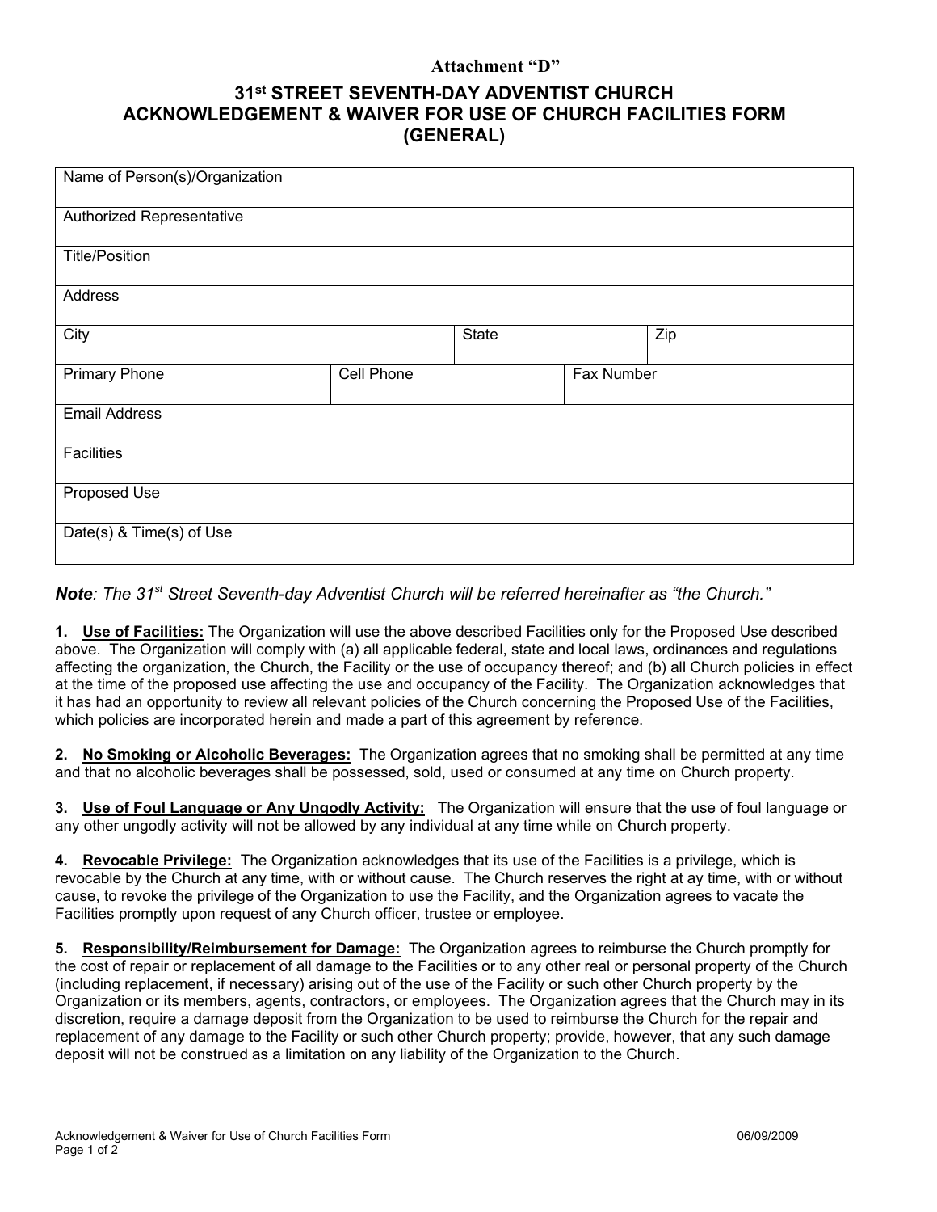**Attachment "D"**

# 31st STREET SEVENTH-DAY ADVENTIST CHURCH
# ACKNOWLEDGEMENT & WAIVER FOR USE OF CHURCH FACILITIES FORM (GENERAL)

| Name of Person(s)/Organization | | |
|---|---|---|
| Authorized Representative | | |
| Title/Position | | |
| Address | | |
| City | State | Zip |
| Primary Phone | Cell Phone | Fax Number |
| Email Address | | |
| Facilities | | |
| Proposed Use | | |
| Date(s) & Time(s) of Use | | |

***Note**: The 31st Street Seventh-day Adventist Church will be referred hereinafter as "the Church."*

**1. Use of Facilities:** The Organization will use the above described Facilities only for the Proposed Use described above. The Organization will comply with (a) all applicable federal, state and local laws, ordinances and regulations affecting the organization, the Church, the Facility or the use of occupancy thereof; and (b) all Church policies in effect at the time of the proposed use affecting the use and occupancy of the Facility. The Organization acknowledges that it has had an opportunity to review all relevant policies of the Church concerning the Proposed Use of the Facilities, which policies are incorporated herein and made a part of this agreement by reference.

**2. No Smoking or Alcoholic Beverages:** The Organization agrees that no smoking shall be permitted at any time and that no alcoholic beverages shall be possessed, sold, used or consumed at any time on Church property.

**3. Use of Foul Language or Any Ungodly Activity:** The Organization will ensure that the use of foul language or any other ungodly activity will not be allowed by any individual at any time while on Church property.

**4. Revocable Privilege:** The Organization acknowledges that its use of the Facilities is a privilege, which is revocable by the Church at any time, with or without cause. The Church reserves the right at ay time, with or without cause, to revoke the privilege of the Organization to use the Facility, and the Organization agrees to vacate the Facilities promptly upon request of any Church officer, trustee or employee.

**5. Responsibility/Reimbursement for Damage:** The Organization agrees to reimburse the Church promptly for the cost of repair or replacement of all damage to the Facilities or to any other real or personal property of the Church (including replacement, if necessary) arising out of the use of the Facility or such other Church property by the Organization or its members, agents, contractors, or employees. The Organization agrees that the Church may in its discretion, require a damage deposit from the Organization to be used to reimburse the Church for the repair and replacement of any damage to the Facility or such other Church property; provide, however, that any such damage deposit will not be construed as a limitation on any liability of the Organization to the Church.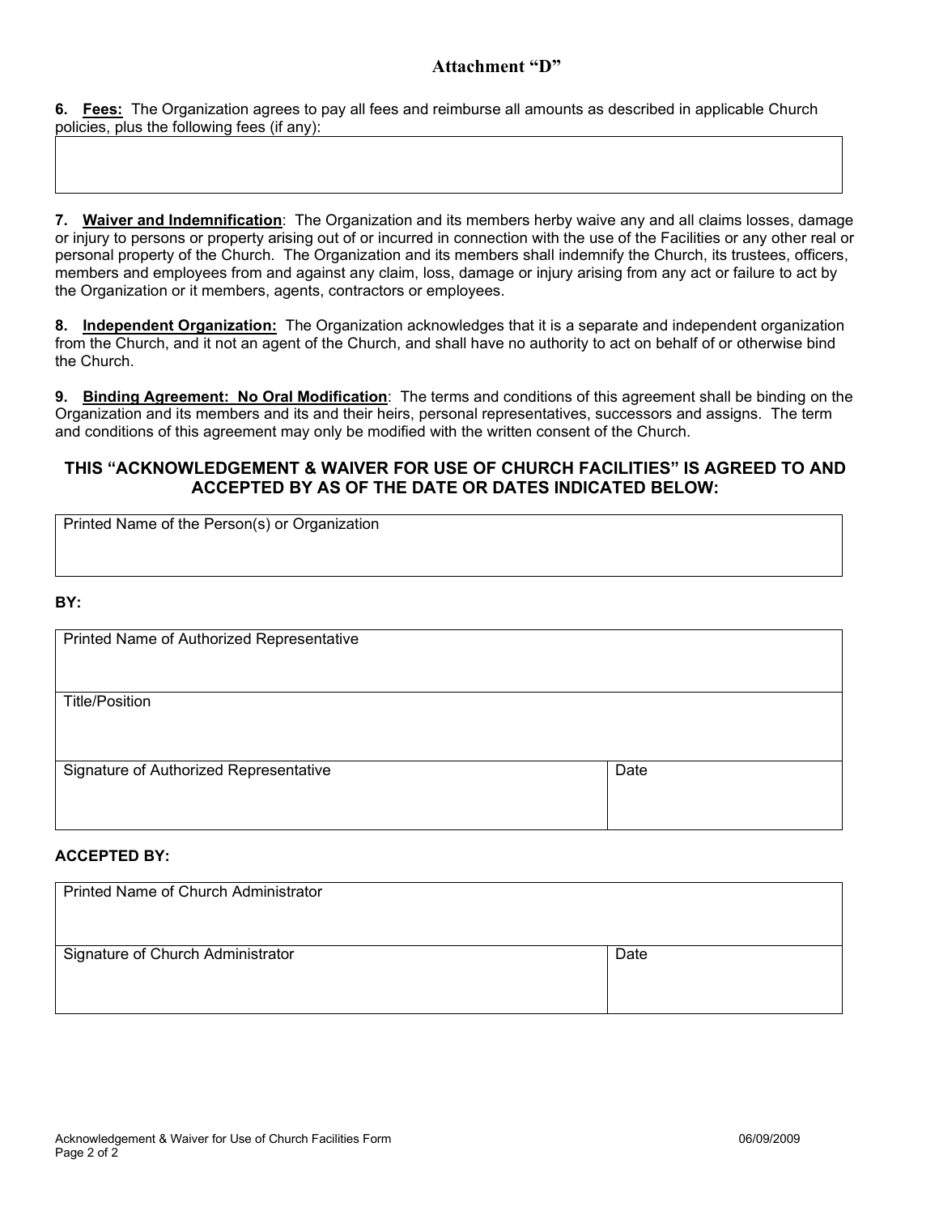## Attachment "D"

**6. <u>Fees:</u>** The Organization agrees to pay all fees and reimburse all amounts as described in applicable Church policies, plus the following fees (if any):

| |
|---|
| |

**7. <u>Waiver and Indemnification</u>**: The Organization and its members herby waive any and all claims losses, damage or injury to persons or property arising out of or incurred in connection with the use of the Facilities or any other real or personal property of the Church. The Organization and its members shall indemnify the Church, its trustees, officers, members and employees from and against any claim, loss, damage or injury arising from any act or failure to act by the Organization or it members, agents, contractors or employees.

**8. <u>Independent Organization:</u>** The Organization acknowledges that it is a separate and independent organization from the Church, and it not an agent of the Church, and shall have no authority to act on behalf of or otherwise bind the Church.

**9. <u>Binding Agreement: No Oral Modification</u>**: The terms and conditions of this agreement shall be binding on the Organization and its members and its and their heirs, personal representatives, successors and assigns. The term and conditions of this agreement may only be modified with the written consent of the Church.

### THIS "ACKNOWLEDGEMENT & WAIVER FOR USE OF CHURCH FACILITIES" IS AGREED TO AND ACCEPTED BY AS OF THE DATE OR DATES INDICATED BELOW:

| |
|---|
| Printed Name of the Person(s) or Organization |

**BY:**

| | |
|---|---|
| Printed Name of Authorized Representative | |
| Title/Position | |
| Signature of Authorized Representative | Date |

**ACCEPTED BY:**

| | |
|---|---|
| Printed Name of Church Administrator | |
| Signature of Church Administrator | Date |

Acknowledgement & Waiver for Use of Church Facilities Form 06/09/2009